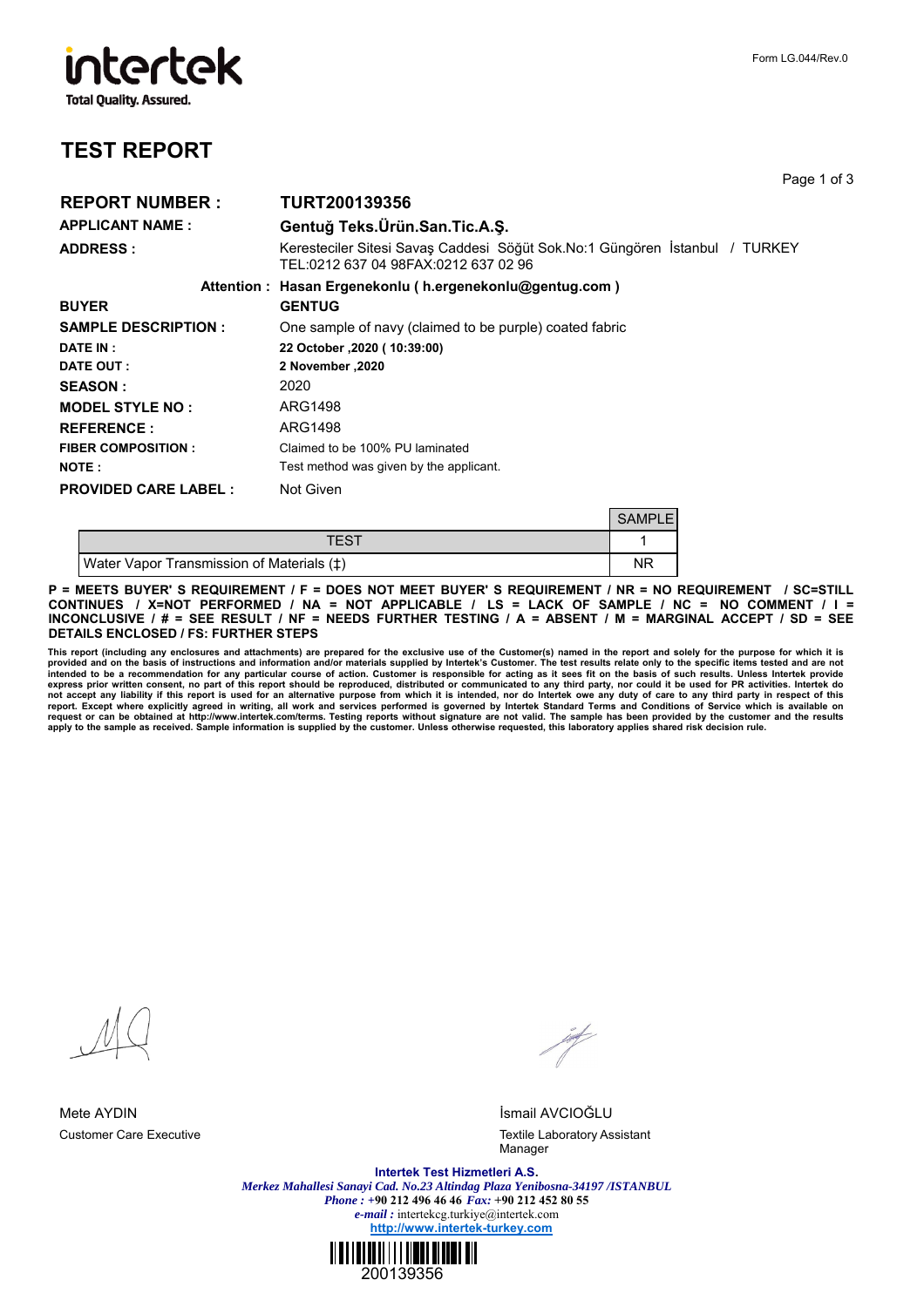intertek
Total Quality. Assured.

Form LG.044/Rev.0

# TEST REPORT

| | |
|---|---|
| **REPORT NUMBER :** | **TURT200139356** |
| **APPLICANT NAME :** | **Gentuğ Teks.Ürün.San.Tic.A.Ş.** |
| **ADDRESS :** | Keresteciler Sitesi Savaş Caddesi Söğüt Sok.No:1 Güngören İstanbul / TURKEY TEL:0212 637 04 98FAX:0212 637 02 96 |
| **Attention :** | **Hasan Ergenekonlu ( h.ergenekonlu@gentug.com )** |
| **BUYER** | **GENTUG** |
| **SAMPLE DESCRIPTION :** | One sample of navy (claimed to be purple) coated fabric |
| **DATE IN :** | **22 October ,2020 ( 10:39:00)** |
| **DATE OUT :** | **2 November ,2020** |
| **SEASON :** | 2020 |
| **MODEL STYLE NO :** | ARG1498 |
| **REFERENCE :** | ARG1498 |
| **FIBER COMPOSITION :** | Claimed to be 100% PU laminated |
| **NOTE :** | Test method was given by the applicant. |
| **PROVIDED CARE LABEL :** | Not Given |

| TEST | SAMPLE 1 |
|---|---|
| Water Vapor Transmission of Materials (‡) | NR |

**P = MEETS BUYER' S REQUIREMENT / F = DOES NOT MEET BUYER' S REQUIREMENT / NR = NO REQUIREMENT / SC=STILL CONTINUES / X=NOT PERFORMED / NA = NOT APPLICABLE / LS = LACK OF SAMPLE / NC = NO COMMENT / I = INCONCLUSIVE / # = SEE RESULT / NF = NEEDS FURTHER TESTING / A = ABSENT / M = MARGINAL ACCEPT / SD = SEE DETAILS ENCLOSED / FS: FURTHER STEPS**

**This report (including any enclosures and attachments) are prepared for the exclusive use of the Customer(s) named in the report and solely for the purpose for which it is provided and on the basis of instructions and information and/or materials supplied by Intertek's Customer. The test results relate only to the specific items tested and are not intended to be a recommendation for any particular course of action. Customer is responsible for acting as it sees fit on the basis of such results. Unless Intertek provide express prior written consent, no part of this report should be reproduced, distributed or communicated to any third party, nor could it be used for PR activities. Intertek do not accept any liability if this report is used for an alternative purpose from which it is intended, nor do Intertek owe any duty of care to any third party in respect of this report. Except where explicitly agreed in writing, all work and services performed is governed by Intertek Standard Terms and Conditions of Service which is available on request or can be obtained at http://www.intertek.com/terms. Testing reports without signature are not valid. The sample has been provided by the customer and the results apply to the sample as received. Sample information is supplied by the customer. Unless otherwise requested, this laboratory applies shared risk decision rule.**

Mete AYDIN
Customer Care Executive

İsmail AVCIOĞLU
Textile Laboratory Assistant Manager

**Intertek Test Hizmetleri A.S.**
*Merkez Mahallesi Sanayi Cad. No.23 Altindag Plaza Yenibosna-34197 /ISTANBUL*
*Phone :* **+90 212 496 46 46** *Fax:* **+90 212 452 80 55**
*e-mail :* intertekcg.turkiye@intertek.com
**http://www.intertek-turkey.com**

200139356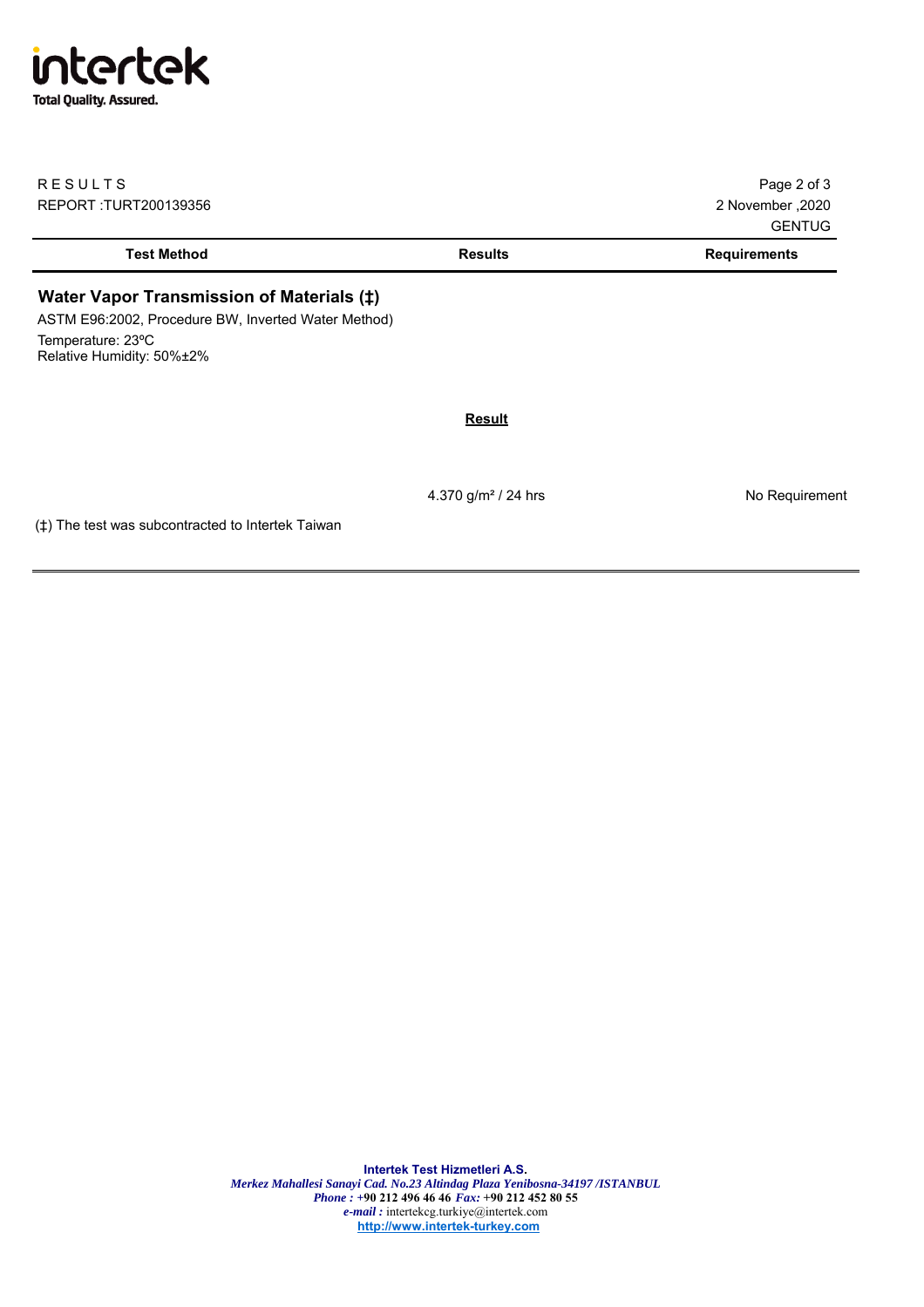RESULTS

REPORT :TURT200139356

2 November ,2020

GENTUG

| Test Method | Results | Requirements |
|---|---|---|

## Water Vapor Transmission of Materials (‡)

ASTM E96:2002, Procedure BW, Inverted Water Method)

Temperature: 23ºC
Relative Humidity: 50%±2%

| | Result | |
|---|---|---|
| | 4.370 $g/m^2$ / 24 hrs | No Requirement |

(‡) The test was subcontracted to Intertek Taiwan

**Intertek Test Hizmetleri A.S.**
*Merkez Mahallesi Sanayi Cad. No.23 Altindag Plaza Yenibosna-34197 /ISTANBUL*
*Phone :* +90 212 496 46 46 *Fax:* +90 212 452 80 55
*e-mail :* intertekcg.turkiye@intertek.com
http://www.intertek-turkey.com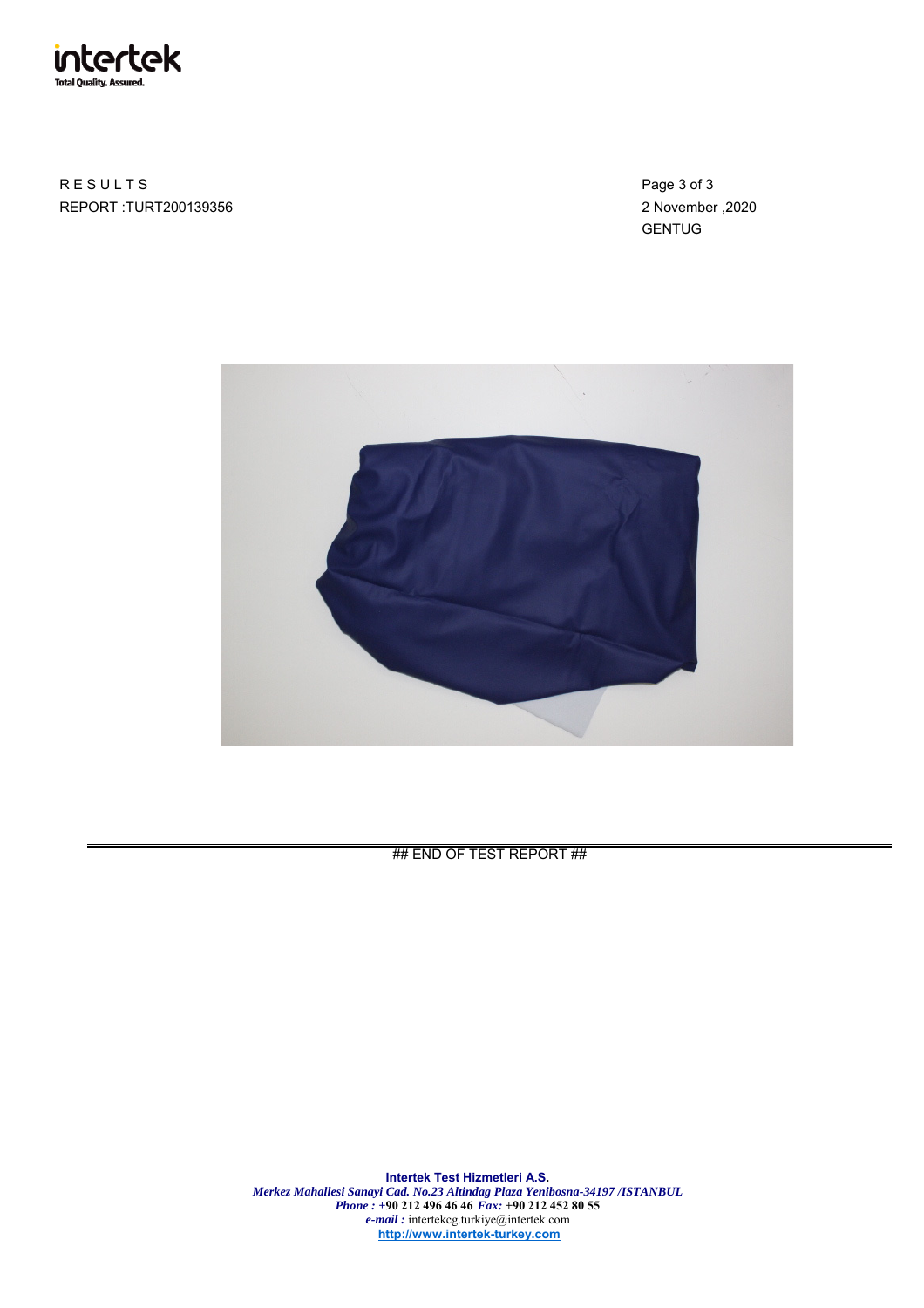R E S U L T S

REPORT :TURT200139356

2 November ,2020

GENTUG

## END OF TEST REPORT ##

**Intertek Test Hizmetleri A.S.**

*Merkez Mahallesi Sanayi Cad. No.23 Altindag Plaza Yenibosna-34197 /ISTANBUL*

*Phone :* **+90 212 496 46 46** *Fax:* **+90 212 452 80 55**

*e-mail :* intertekcg.turkiye@intertek.com

http://www.intertek-turkey.com